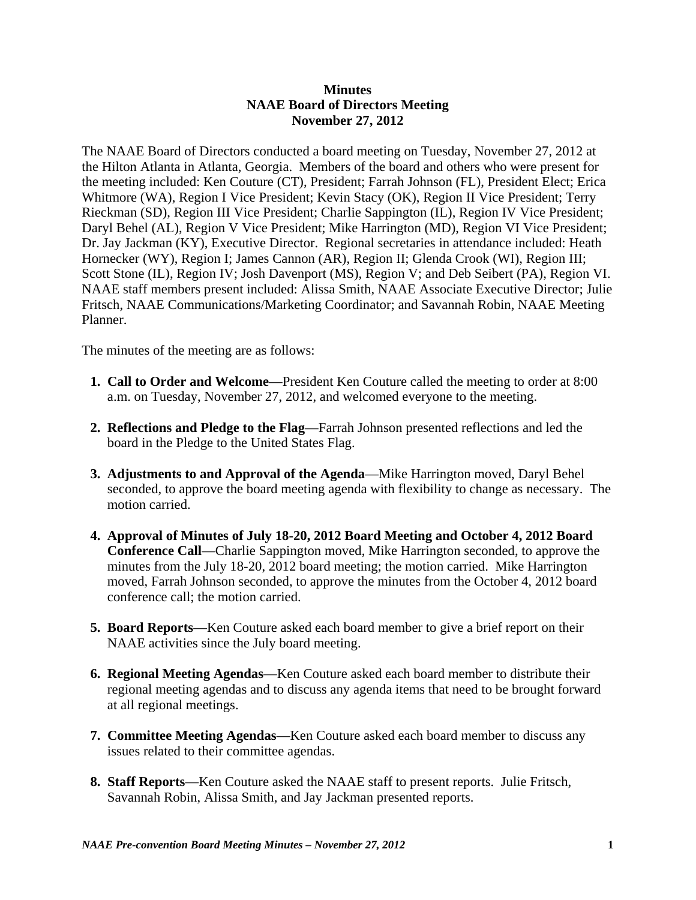**Minutes**
**NAAE Board of Directors Meeting**
**November 27, 2012**

The NAAE Board of Directors conducted a board meeting on Tuesday, November 27, 2012 at the Hilton Atlanta in Atlanta, Georgia. Members of the board and others who were present for the meeting included: Ken Couture (CT), President; Farrah Johnson (FL), President Elect; Erica Whitmore (WA), Region I Vice President; Kevin Stacy (OK), Region II Vice President; Terry Rieckman (SD), Region III Vice President; Charlie Sappington (IL), Region IV Vice President; Daryl Behel (AL), Region V Vice President; Mike Harrington (MD), Region VI Vice President; Dr. Jay Jackman (KY), Executive Director. Regional secretaries in attendance included: Heath Hornecker (WY), Region I; James Cannon (AR), Region II; Glenda Crook (WI), Region III; Scott Stone (IL), Region IV; Josh Davenport (MS), Region V; and Deb Seibert (PA), Region VI. NAAE staff members present included: Alissa Smith, NAAE Associate Executive Director; Julie Fritsch, NAAE Communications/Marketing Coordinator; and Savannah Robin, NAAE Meeting Planner.

The minutes of the meeting are as follows:

1. **Call to Order and Welcome**—President Ken Couture called the meeting to order at 8:00 a.m. on Tuesday, November 27, 2012, and welcomed everyone to the meeting.

2. **Reflections and Pledge to the Flag**—Farrah Johnson presented reflections and led the board in the Pledge to the United States Flag.

3. **Adjustments to and Approval of the Agenda**—Mike Harrington moved, Daryl Behel seconded, to approve the board meeting agenda with flexibility to change as necessary. The motion carried.

4. **Approval of Minutes of July 18-20, 2012 Board Meeting and October 4, 2012 Board Conference Call**—Charlie Sappington moved, Mike Harrington seconded, to approve the minutes from the July 18-20, 2012 board meeting; the motion carried. Mike Harrington moved, Farrah Johnson seconded, to approve the minutes from the October 4, 2012 board conference call; the motion carried.

5. **Board Reports**—Ken Couture asked each board member to give a brief report on their NAAE activities since the July board meeting.

6. **Regional Meeting Agendas**—Ken Couture asked each board member to distribute their regional meeting agendas and to discuss any agenda items that need to be brought forward at all regional meetings.

7. **Committee Meeting Agendas**—Ken Couture asked each board member to discuss any issues related to their committee agendas.

8. **Staff Reports**—Ken Couture asked the NAAE staff to present reports. Julie Fritsch, Savannah Robin, Alissa Smith, and Jay Jackman presented reports.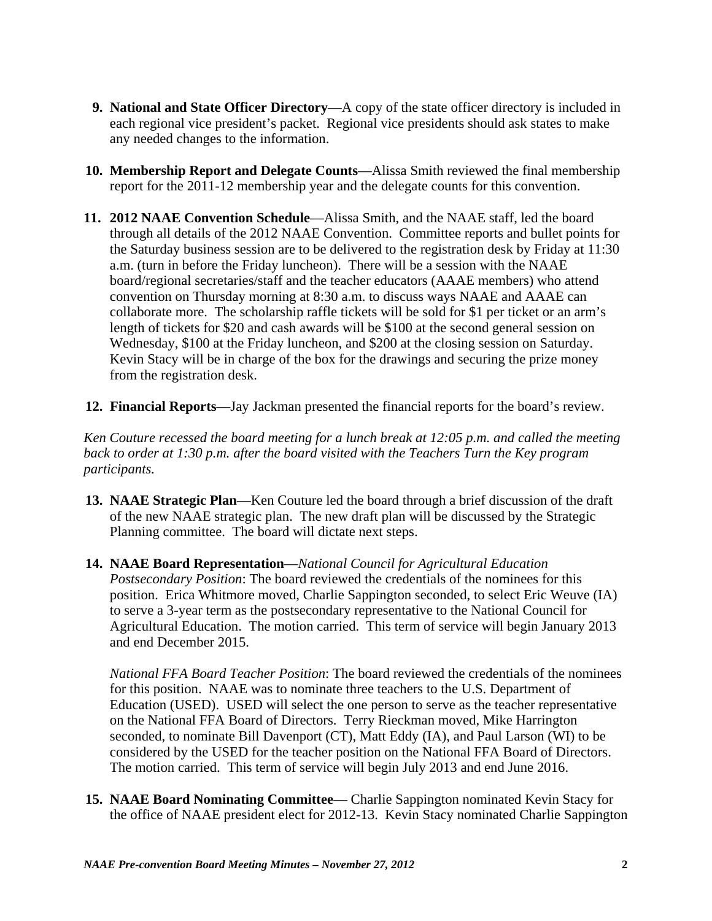9. **National and State Officer Directory**—A copy of the state officer directory is included in each regional vice president's packet. Regional vice presidents should ask states to make any needed changes to the information.

10. **Membership Report and Delegate Counts**—Alissa Smith reviewed the final membership report for the 2011-12 membership year and the delegate counts for this convention.

11. **2012 NAAE Convention Schedule**—Alissa Smith, and the NAAE staff, led the board through all details of the 2012 NAAE Convention. Committee reports and bullet points for the Saturday business session are to be delivered to the registration desk by Friday at 11:30 a.m. (turn in before the Friday luncheon). There will be a session with the NAAE board/regional secretaries/staff and the teacher educators (AAAE members) who attend convention on Thursday morning at 8:30 a.m. to discuss ways NAAE and AAAE can collaborate more. The scholarship raffle tickets will be sold for $1 per ticket or an arm's length of tickets for $20 and cash awards will be $100 at the second general session on Wednesday, $100 at the Friday luncheon, and $200 at the closing session on Saturday. Kevin Stacy will be in charge of the box for the drawings and securing the prize money from the registration desk.

12. **Financial Reports**—Jay Jackman presented the financial reports for the board's review.

*Ken Couture recessed the board meeting for a lunch break at 12:05 p.m. and called the meeting back to order at 1:30 p.m. after the board visited with the Teachers Turn the Key program participants.*

13. **NAAE Strategic Plan**—Ken Couture led the board through a brief discussion of the draft of the new NAAE strategic plan. The new draft plan will be discussed by the Strategic Planning committee. The board will dictate next steps.

14. **NAAE Board Representation**—*National Council for Agricultural Education Postsecondary Position*: The board reviewed the credentials of the nominees for this position. Erica Whitmore moved, Charlie Sappington seconded, to select Eric Weuve (IA) to serve a 3-year term as the postsecondary representative to the National Council for Agricultural Education. The motion carried. This term of service will begin January 2013 and end December 2015.

    *National FFA Board Teacher Position*: The board reviewed the credentials of the nominees for this position. NAAE was to nominate three teachers to the U.S. Department of Education (USED). USED will select the one person to serve as the teacher representative on the National FFA Board of Directors. Terry Rieckman moved, Mike Harrington seconded, to nominate Bill Davenport (CT), Matt Eddy (IA), and Paul Larson (WI) to be considered by the USED for the teacher position on the National FFA Board of Directors. The motion carried. This term of service will begin July 2013 and end June 2016.

15. **NAAE Board Nominating Committee**— Charlie Sappington nominated Kevin Stacy for the office of NAAE president elect for 2012-13. Kevin Stacy nominated Charlie Sappington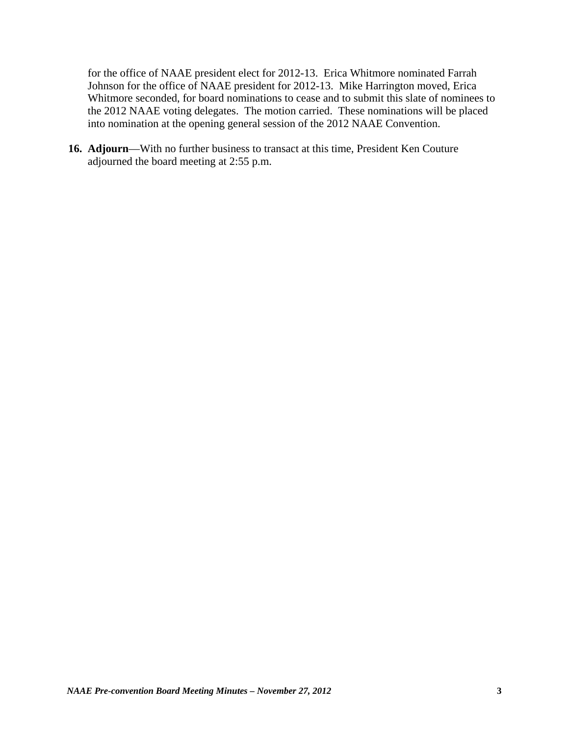for the office of NAAE president elect for 2012-13. Erica Whitmore nominated Farrah Johnson for the office of NAAE president for 2012-13. Mike Harrington moved, Erica Whitmore seconded, for board nominations to cease and to submit this slate of nominees to the 2012 NAAE voting delegates. The motion carried. These nominations will be placed into nomination at the opening general session of the 2012 NAAE Convention.

16. **Adjourn**—With no further business to transact at this time, President Ken Couture adjourned the board meeting at 2:55 p.m.